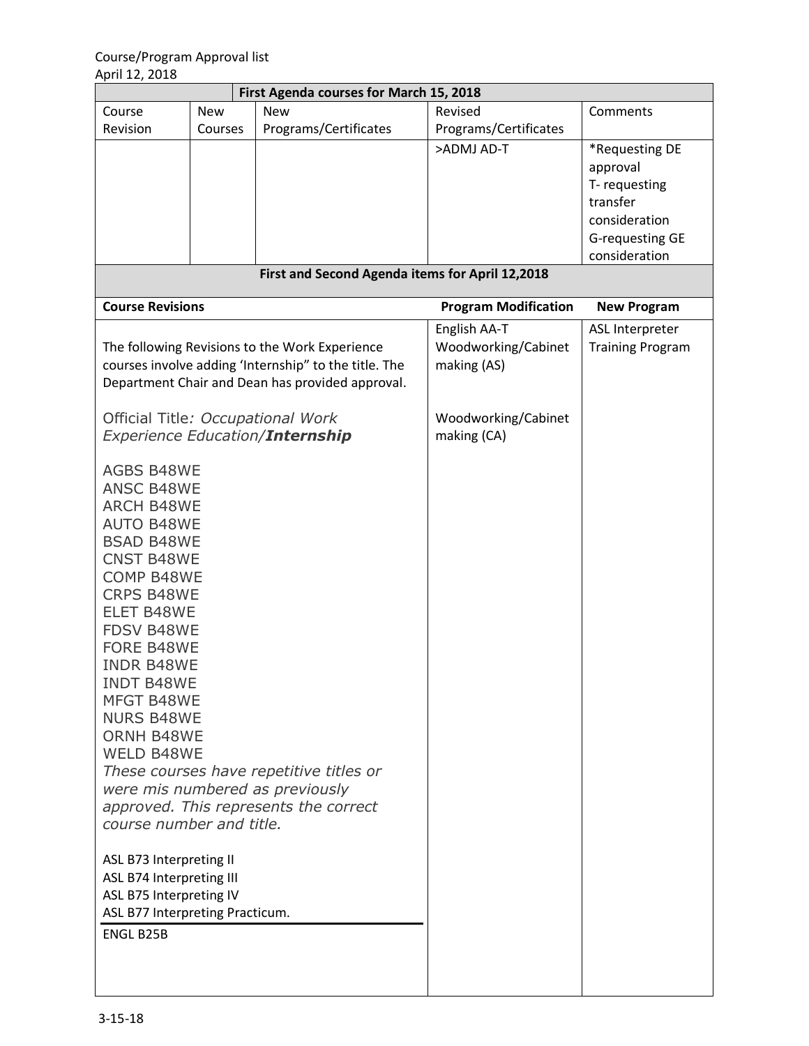Course/Program Approval list
April 12, 2018

| First Agenda courses for March 15, 2018 | | | | |
|---|---|---|---|---|
| Course Revision | New Courses | New Programs/Certificates | Revised Programs/Certificates | Comments |
| | | | >ADMJ AD-T | *Requesting DE approval<br>T- requesting transfer consideration<br>G-requesting GE consideration |

| First and Second Agenda items for April 12,2018 | | |
|---|---|---|
| **Course Revisions** | **Program Modification** | **New Program** |
| The following Revisions to the Work Experience courses involve adding 'Internship" to the title. The Department Chair and Dean has provided approval.<br><br>Official Title*: Occupational Work Experience Education/**Internship***<br><br>AGBS B48WE<br>ANSC B48WE<br>ARCH B48WE<br>AUTO B48WE<br>BSAD B48WE<br>CNST B48WE<br>COMP B48WE<br>CRPS B48WE<br>ELET B48WE<br>FDSV B48WE<br>FORE B48WE<br>INDR B48WE<br>INDT B48WE<br>MFGT B48WE<br>NURS B48WE<br>ORNH B48WE<br>WELD B48WE<br>*These courses have repetitive titles or were mis numbered as previously approved. This represents the correct course number and title.*<br><br>ASL B73 Interpreting II<br>ASL B74 Interpreting III<br>ASL B75 Interpreting IV<br>ASL B77 Interpreting Practicum.<br><br>ENGL B25B | English AA-T<br>Woodworking/Cabinet making (AS)<br><br>Woodworking/Cabinet making (CA) | ASL Interpreter Training Program |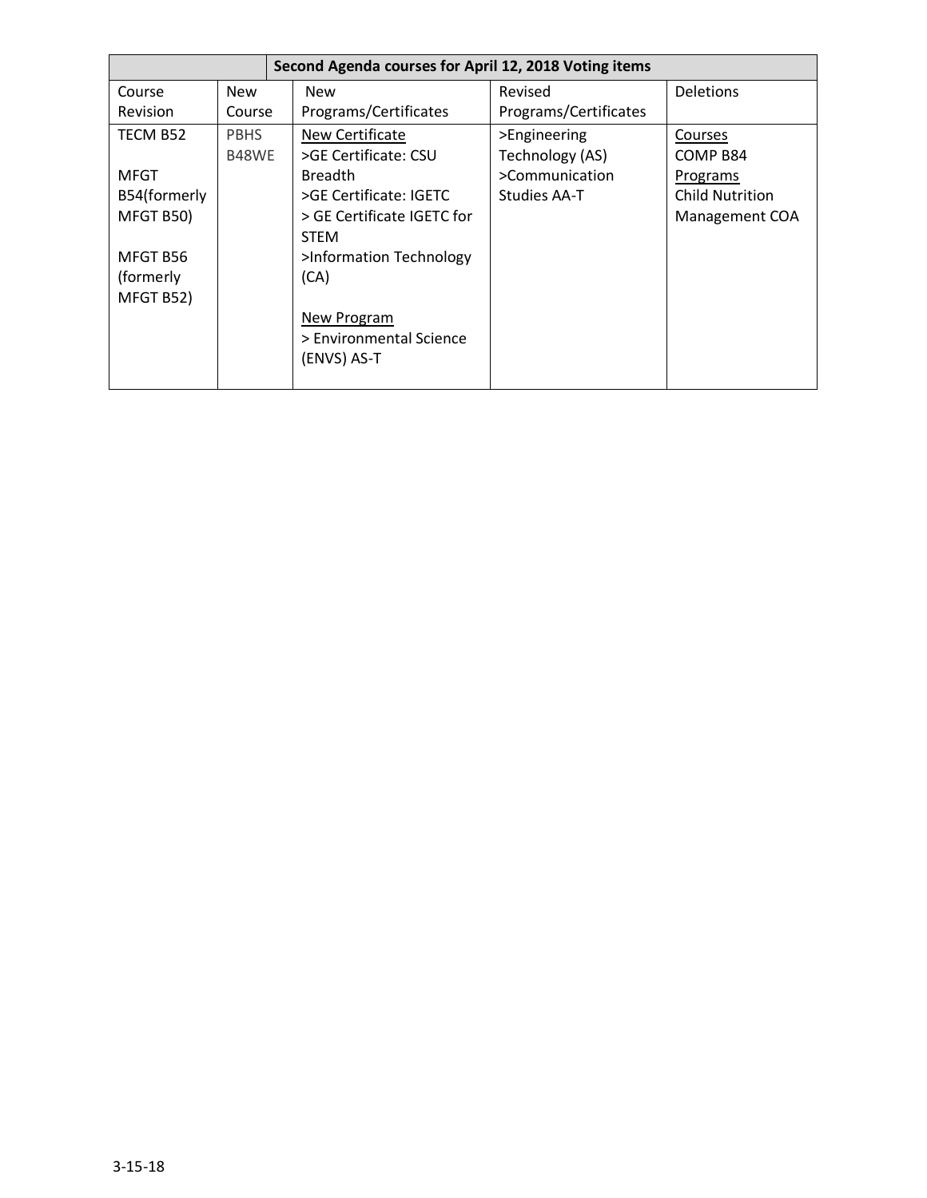| | Second Agenda courses for April 12, 2018 Voting items | | | |
|---|---|---|---|---|
| Course Revision | New Course | New Programs/Certificates | Revised Programs/Certificates | Deletions |
| TECM B52<br><br>MFGT B54(formerly MFGT B50)<br><br>MFGT B56 (formerly MFGT B52) | PBHS B48WE | New Certificate<br>>GE Certificate: CSU Breadth<br>>GE Certificate: IGETC<br>> GE Certificate IGETC for STEM<br>>Information Technology (CA)<br><br>New Program<br>> Environmental Science (ENVS) AS-T | >Engineering Technology (AS)<br>>Communication Studies AA-T | Courses<br>COMP B84<br>Programs<br>Child Nutrition Management COA |

3-15-18